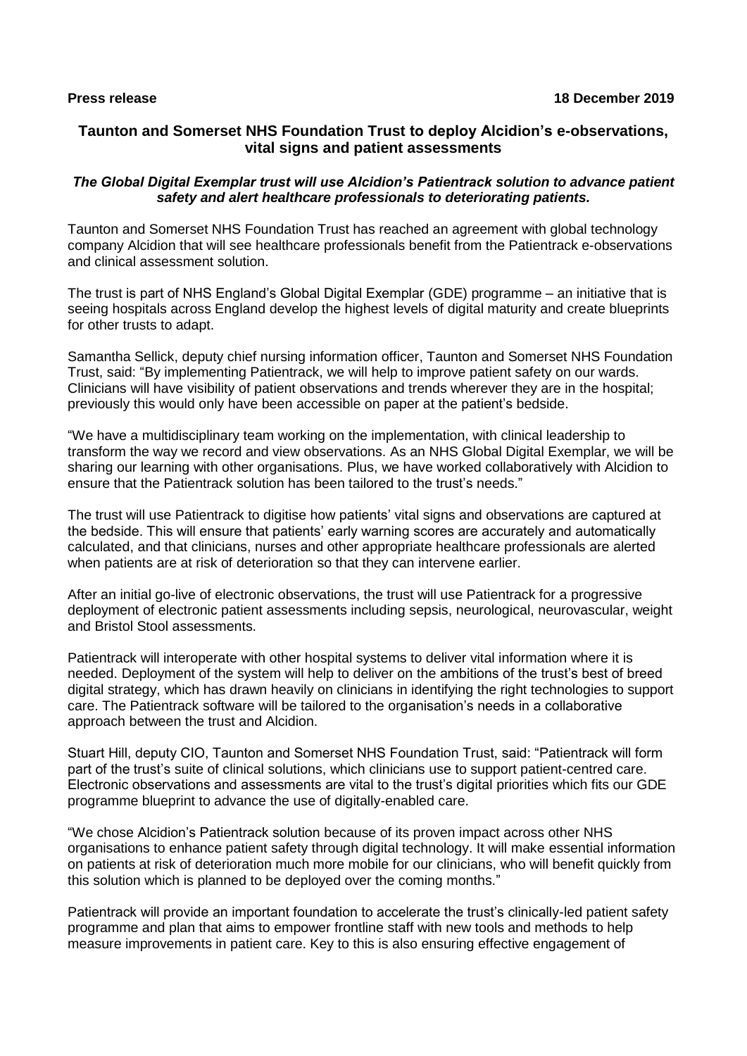**Press release** **18 December 2019**

## Taunton and Somerset NHS Foundation Trust to deploy Alcidion's e-observations, vital signs and patient assessments

***The Global Digital Exemplar trust will use Alcidion's Patientrack solution to advance patient safety and alert healthcare professionals to deteriorating patients.***

Taunton and Somerset NHS Foundation Trust has reached an agreement with global technology company Alcidion that will see healthcare professionals benefit from the Patientrack e-observations and clinical assessment solution.

The trust is part of NHS England's Global Digital Exemplar (GDE) programme – an initiative that is seeing hospitals across England develop the highest levels of digital maturity and create blueprints for other trusts to adapt.

Samantha Sellick, deputy chief nursing information officer, Taunton and Somerset NHS Foundation Trust, said: "By implementing Patientrack, we will help to improve patient safety on our wards. Clinicians will have visibility of patient observations and trends wherever they are in the hospital; previously this would only have been accessible on paper at the patient's bedside.

"We have a multidisciplinary team working on the implementation, with clinical leadership to transform the way we record and view observations. As an NHS Global Digital Exemplar, we will be sharing our learning with other organisations. Plus, we have worked collaboratively with Alcidion to ensure that the Patientrack solution has been tailored to the trust's needs."

The trust will use Patientrack to digitise how patients' vital signs and observations are captured at the bedside. This will ensure that patients' early warning scores are accurately and automatically calculated, and that clinicians, nurses and other appropriate healthcare professionals are alerted when patients are at risk of deterioration so that they can intervene earlier.

After an initial go-live of electronic observations, the trust will use Patientrack for a progressive deployment of electronic patient assessments including sepsis, neurological, neurovascular, weight and Bristol Stool assessments.

Patientrack will interoperate with other hospital systems to deliver vital information where it is needed. Deployment of the system will help to deliver on the ambitions of the trust's best of breed digital strategy, which has drawn heavily on clinicians in identifying the right technologies to support care. The Patientrack software will be tailored to the organisation's needs in a collaborative approach between the trust and Alcidion.

Stuart Hill, deputy CIO, Taunton and Somerset NHS Foundation Trust, said: "Patientrack will form part of the trust's suite of clinical solutions, which clinicians use to support patient-centred care. Electronic observations and assessments are vital to the trust's digital priorities which fits our GDE programme blueprint to advance the use of digitally-enabled care.

"We chose Alcidion's Patientrack solution because of its proven impact across other NHS organisations to enhance patient safety through digital technology. It will make essential information on patients at risk of deterioration much more mobile for our clinicians, who will benefit quickly from this solution which is planned to be deployed over the coming months."

Patientrack will provide an important foundation to accelerate the trust's clinically-led patient safety programme and plan that aims to empower frontline staff with new tools and methods to help measure improvements in patient care. Key to this is also ensuring effective engagement of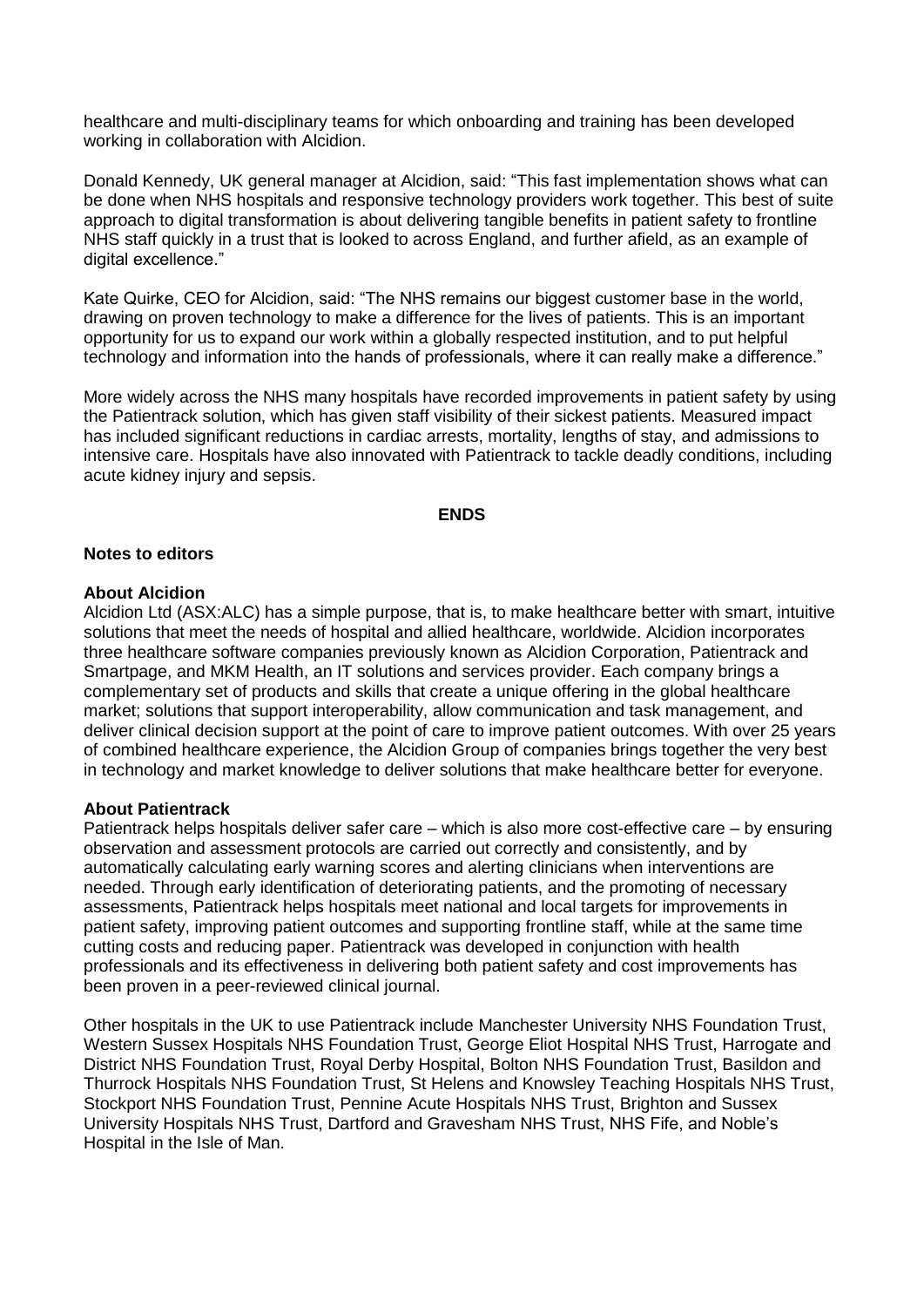healthcare and multi-disciplinary teams for which onboarding and training has been developed working in collaboration with Alcidion.

Donald Kennedy, UK general manager at Alcidion, said: “This fast implementation shows what can be done when NHS hospitals and responsive technology providers work together. This best of suite approach to digital transformation is about delivering tangible benefits in patient safety to frontline NHS staff quickly in a trust that is looked to across England, and further afield, as an example of digital excellence.”

Kate Quirke, CEO for Alcidion, said: “The NHS remains our biggest customer base in the world, drawing on proven technology to make a difference for the lives of patients. This is an important opportunity for us to expand our work within a globally respected institution, and to put helpful technology and information into the hands of professionals, where it can really make a difference.”

More widely across the NHS many hospitals have recorded improvements in patient safety by using the Patientrack solution, which has given staff visibility of their sickest patients. Measured impact has included significant reductions in cardiac arrests, mortality, lengths of stay, and admissions to intensive care. Hospitals have also innovated with Patientrack to tackle deadly conditions, including acute kidney injury and sepsis.

**ENDS**

**Notes to editors**

**About Alcidion**
Alcidion Ltd (ASX:ALC) has a simple purpose, that is, to make healthcare better with smart, intuitive solutions that meet the needs of hospital and allied healthcare, worldwide. Alcidion incorporates three healthcare software companies previously known as Alcidion Corporation, Patientrack and Smartpage, and MKM Health, an IT solutions and services provider. Each company brings a complementary set of products and skills that create a unique offering in the global healthcare market; solutions that support interoperability, allow communication and task management, and deliver clinical decision support at the point of care to improve patient outcomes. With over 25 years of combined healthcare experience, the Alcidion Group of companies brings together the very best in technology and market knowledge to deliver solutions that make healthcare better for everyone.

**About Patientrack**
Patientrack helps hospitals deliver safer care – which is also more cost-effective care – by ensuring observation and assessment protocols are carried out correctly and consistently, and by automatically calculating early warning scores and alerting clinicians when interventions are needed. Through early identification of deteriorating patients, and the promoting of necessary assessments, Patientrack helps hospitals meet national and local targets for improvements in patient safety, improving patient outcomes and supporting frontline staff, while at the same time cutting costs and reducing paper. Patientrack was developed in conjunction with health professionals and its effectiveness in delivering both patient safety and cost improvements has been proven in a peer-reviewed clinical journal.

Other hospitals in the UK to use Patientrack include Manchester University NHS Foundation Trust, Western Sussex Hospitals NHS Foundation Trust, George Eliot Hospital NHS Trust, Harrogate and District NHS Foundation Trust, Royal Derby Hospital, Bolton NHS Foundation Trust, Basildon and Thurrock Hospitals NHS Foundation Trust, St Helens and Knowsley Teaching Hospitals NHS Trust, Stockport NHS Foundation Trust, Pennine Acute Hospitals NHS Trust, Brighton and Sussex University Hospitals NHS Trust, Dartford and Gravesham NHS Trust, NHS Fife, and Noble’s Hospital in the Isle of Man.